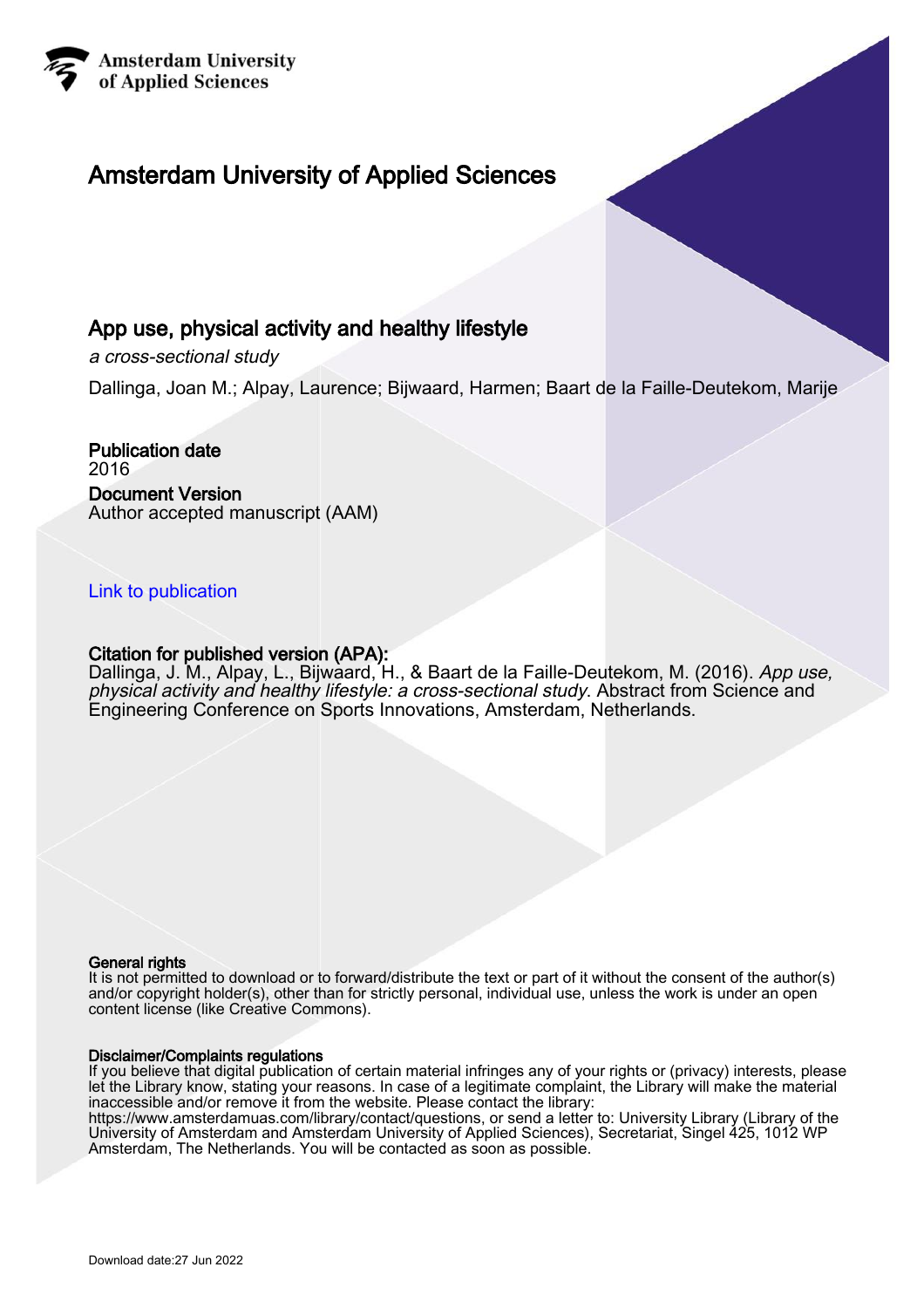Amsterdam University of Applied Sciences

# Amsterdam University of Applied Sciences

## App use, physical activity and healthy lifestyle

*a cross-sectional study*

Dallinga, Joan M.; Alpay, Laurence; Bijwaard, Harmen; Baart de la Faille-Deutekom, Marije

**Publication date**
2016

**Document Version**
Author accepted manuscript (AAM)

Link to publication

**Citation for published version (APA):**
Dallinga, J. M., Alpay, L., Bijwaard, H., & Baart de la Faille-Deutekom, M. (2016). *App use, physical activity and healthy lifestyle: a cross-sectional study*. Abstract from Science and Engineering Conference on Sports Innovations, Amsterdam, Netherlands.

**General rights**
It is not permitted to download or to forward/distribute the text or part of it without the consent of the author(s) and/or copyright holder(s), other than for strictly personal, individual use, unless the work is under an open content license (like Creative Commons).

**Disclaimer/Complaints regulations**
If you believe that digital publication of certain material infringes any of your rights or (privacy) interests, please let the Library know, stating your reasons. In case of a legitimate complaint, the Library will make the material inaccessible and/or remove it from the website. Please contact the library: https://www.amsterdamuas.com/library/contact/questions, or send a letter to: University Library (Library of the University of Amsterdam and Amsterdam University of Applied Sciences), Secretariat, Singel 425, 1012 WP Amsterdam, The Netherlands. You will be contacted as soon as possible.

Download date:27 Jun 2022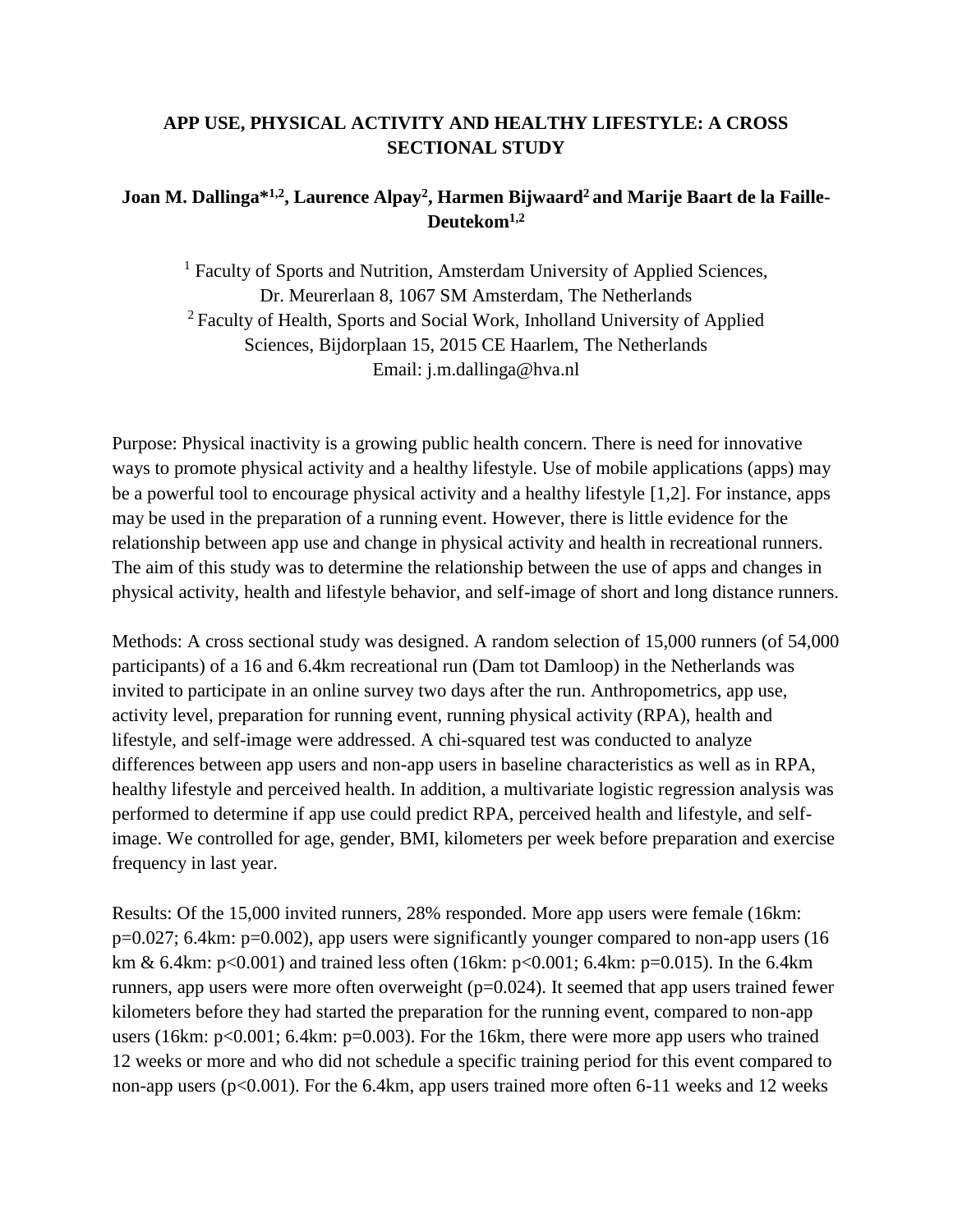# APP USE, PHYSICAL ACTIVITY AND HEALTHY LIFESTYLE: A CROSS SECTIONAL STUDY

**Joan M. Dallinga*[1,2], Laurence Alpay[2], Harmen Bijwaard[2] and Marije Baart de la Faille-Deutekom[1,2]**

[1] Faculty of Sports and Nutrition, Amsterdam University of Applied Sciences, Dr. Meurerlaan 8, 1067 SM Amsterdam, The Netherlands
[2] Faculty of Health, Sports and Social Work, Inholland University of Applied Sciences, Bijdorplaan 15, 2015 CE Haarlem, The Netherlands
Email: j.m.dallinga@hva.nl

Purpose: Physical inactivity is a growing public health concern. There is need for innovative ways to promote physical activity and a healthy lifestyle. Use of mobile applications (apps) may be a powerful tool to encourage physical activity and a healthy lifestyle [1,2]. For instance, apps may be used in the preparation of a running event. However, there is little evidence for the relationship between app use and change in physical activity and health in recreational runners. The aim of this study was to determine the relationship between the use of apps and changes in physical activity, health and lifestyle behavior, and self-image of short and long distance runners.

Methods: A cross sectional study was designed. A random selection of 15,000 runners (of 54,000 participants) of a 16 and 6.4km recreational run (Dam tot Damloop) in the Netherlands was invited to participate in an online survey two days after the run. Anthropometrics, app use, activity level, preparation for running event, running physical activity (RPA), health and lifestyle, and self-image were addressed. A chi-squared test was conducted to analyze differences between app users and non-app users in baseline characteristics as well as in RPA, healthy lifestyle and perceived health. In addition, a multivariate logistic regression analysis was performed to determine if app use could predict RPA, perceived health and lifestyle, and self-image. We controlled for age, gender, BMI, kilometers per week before preparation and exercise frequency in last year.

Results: Of the 15,000 invited runners, 28% responded. More app users were female (16km: $p=0.027$; 6.4km: $p=0.002$), app users were significantly younger compared to non-app users (16 km & 6.4km: $p<0.001$) and trained less often (16km: $p<0.001$; 6.4km: $p=0.015$). In the 6.4km runners, app users were more often overweight ($p=0.024$). It seemed that app users trained fewer kilometers before they had started the preparation for the running event, compared to non-app users (16km: $p<0.001$; 6.4km: $p=0.003$). For the 16km, there were more app users who trained 12 weeks or more and who did not schedule a specific training period for this event compared to non-app users ($p<0.001$). For the 6.4km, app users trained more often 6-11 weeks and 12 weeks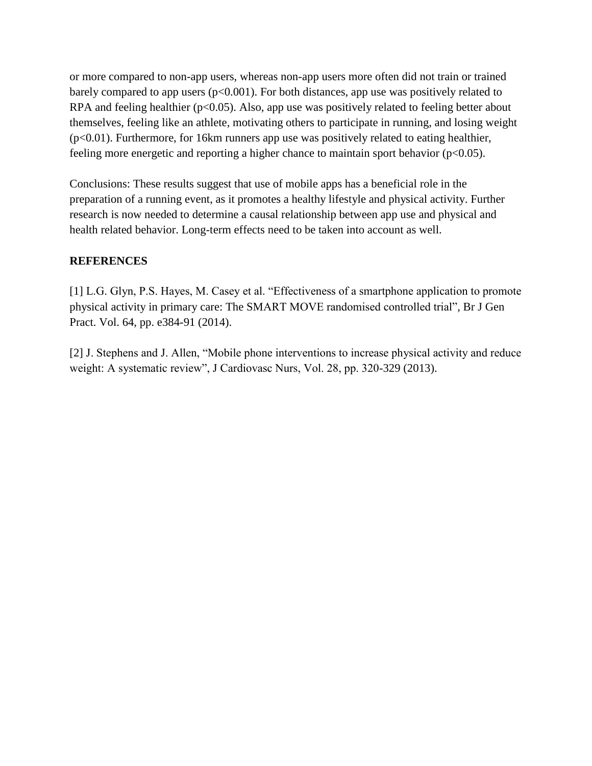or more compared to non-app users, whereas non-app users more often did not train or trained barely compared to app users ($p<0.001$). For both distances, app use was positively related to RPA and feeling healthier ($p<0.05$). Also, app use was positively related to feeling better about themselves, feeling like an athlete, motivating others to participate in running, and losing weight ($p<0.01$). Furthermore, for 16km runners app use was positively related to eating healthier, feeling more energetic and reporting a higher chance to maintain sport behavior ($p<0.05$).

Conclusions: These results suggest that use of mobile apps has a beneficial role in the preparation of a running event, as it promotes a healthy lifestyle and physical activity. Further research is now needed to determine a causal relationship between app use and physical and health related behavior. Long-term effects need to be taken into account as well.

## REFERENCES

[1] L.G. Glyn, P.S. Hayes, M. Casey et al. “Effectiveness of a smartphone application to promote physical activity in primary care: The SMART MOVE randomised controlled trial”, Br J Gen Pract. Vol. 64, pp. e384-91 (2014).

[2] J. Stephens and J. Allen, “Mobile phone interventions to increase physical activity and reduce weight: A systematic review”, J Cardiovasc Nurs, Vol. 28, pp. 320-329 (2013).